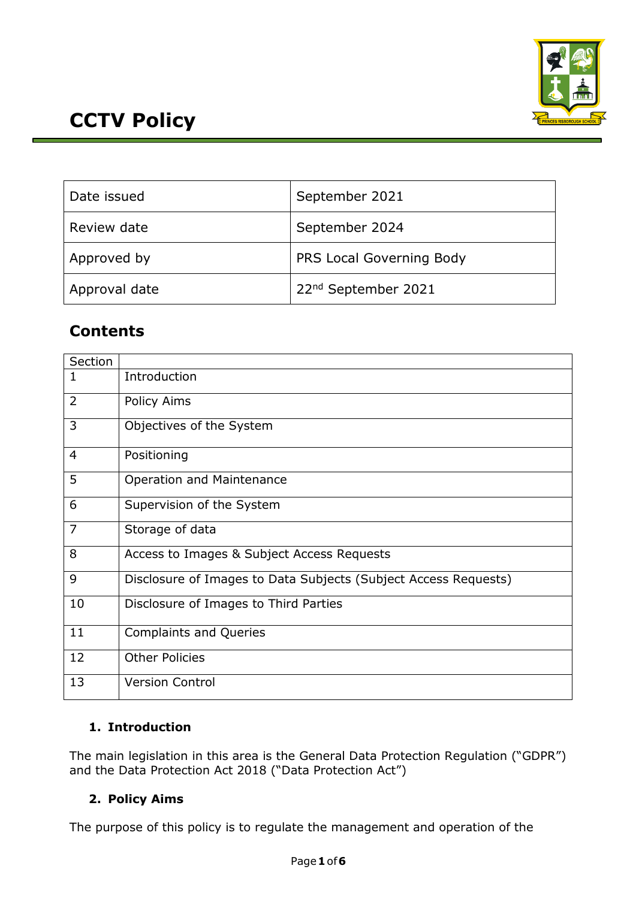# CCTV Policy

| Date issued | September 2021 |
|---|---|
| Review date | September 2024 |
| Approved by | PRS Local Governing Body |
| Approval date | 22nd September 2021 |

## Contents

| Section | |
|---|---|
| 1 | Introduction |
| 2 | Policy Aims |
| 3 | Objectives of the System |
| 4 | Positioning |
| 5 | Operation and Maintenance |
| 6 | Supervision of the System |
| 7 | Storage of data |
| 8 | Access to Images & Subject Access Requests |
| 9 | Disclosure of Images to Data Subjects (Subject Access Requests) |
| 10 | Disclosure of Images to Third Parties |
| 11 | Complaints and Queries |
| 12 | Other Policies |
| 13 | Version Control |

### 1. Introduction

The main legislation in this area is the General Data Protection Regulation ("GDPR") and the Data Protection Act 2018 ("Data Protection Act")

### 2. Policy Aims

The purpose of this policy is to regulate the management and operation of the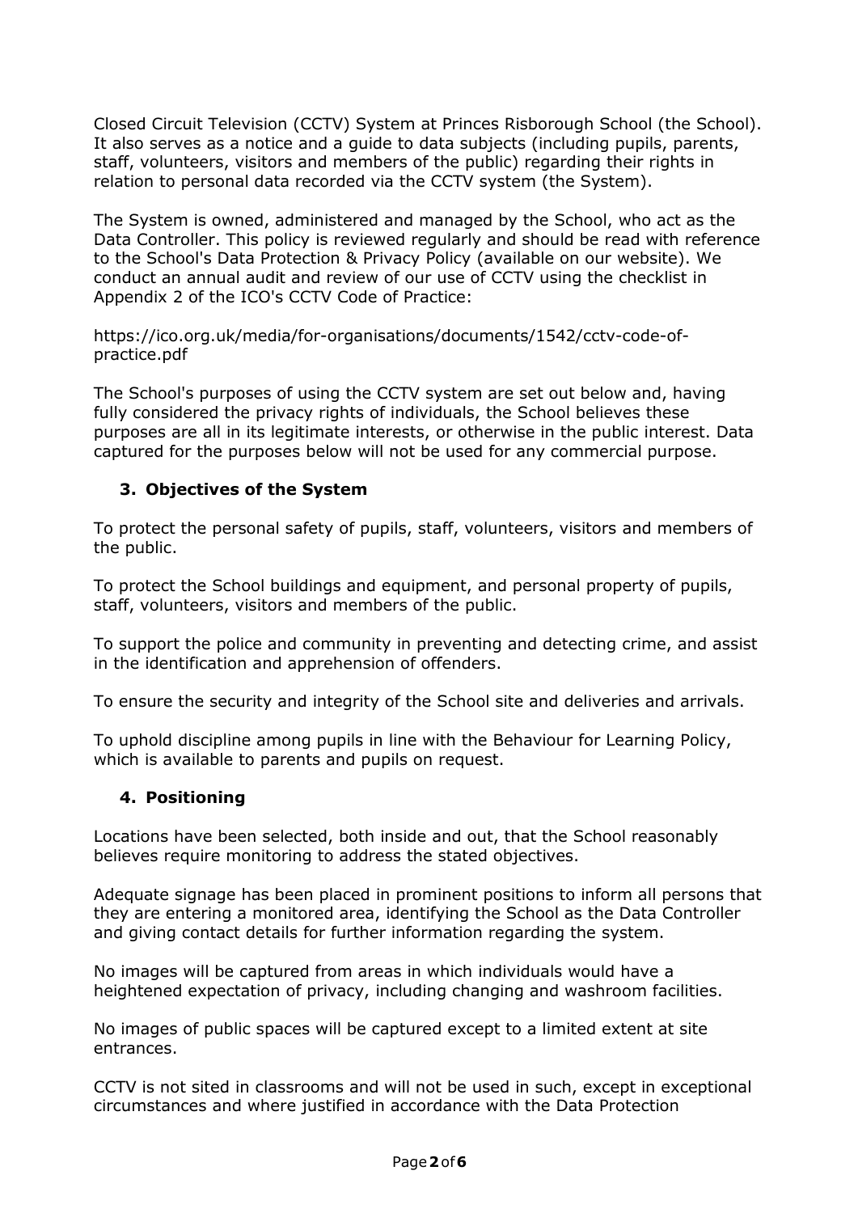Closed Circuit Television (CCTV) System at Princes Risborough School (the School). It also serves as a notice and a guide to data subjects (including pupils, parents, staff, volunteers, visitors and members of the public) regarding their rights in relation to personal data recorded via the CCTV system (the System).

The System is owned, administered and managed by the School, who act as the Data Controller. This policy is reviewed regularly and should be read with reference to the School's Data Protection & Privacy Policy (available on our website). We conduct an annual audit and review of our use of CCTV using the checklist in Appendix 2 of the ICO's CCTV Code of Practice:

https://ico.org.uk/media/for-organisations/documents/1542/cctv-code-of-practice.pdf

The School's purposes of using the CCTV system are set out below and, having fully considered the privacy rights of individuals, the School believes these purposes are all in its legitimate interests, or otherwise in the public interest. Data captured for the purposes below will not be used for any commercial purpose.

## 3. Objectives of the System

To protect the personal safety of pupils, staff, volunteers, visitors and members of the public.

To protect the School buildings and equipment, and personal property of pupils, staff, volunteers, visitors and members of the public.

To support the police and community in preventing and detecting crime, and assist in the identification and apprehension of offenders.

To ensure the security and integrity of the School site and deliveries and arrivals.

To uphold discipline among pupils in line with the Behaviour for Learning Policy, which is available to parents and pupils on request.

## 4. Positioning

Locations have been selected, both inside and out, that the School reasonably believes require monitoring to address the stated objectives.

Adequate signage has been placed in prominent positions to inform all persons that they are entering a monitored area, identifying the School as the Data Controller and giving contact details for further information regarding the system.

No images will be captured from areas in which individuals would have a heightened expectation of privacy, including changing and washroom facilities.

No images of public spaces will be captured except to a limited extent at site entrances.

CCTV is not sited in classrooms and will not be used in such, except in exceptional circumstances and where justified in accordance with the Data Protection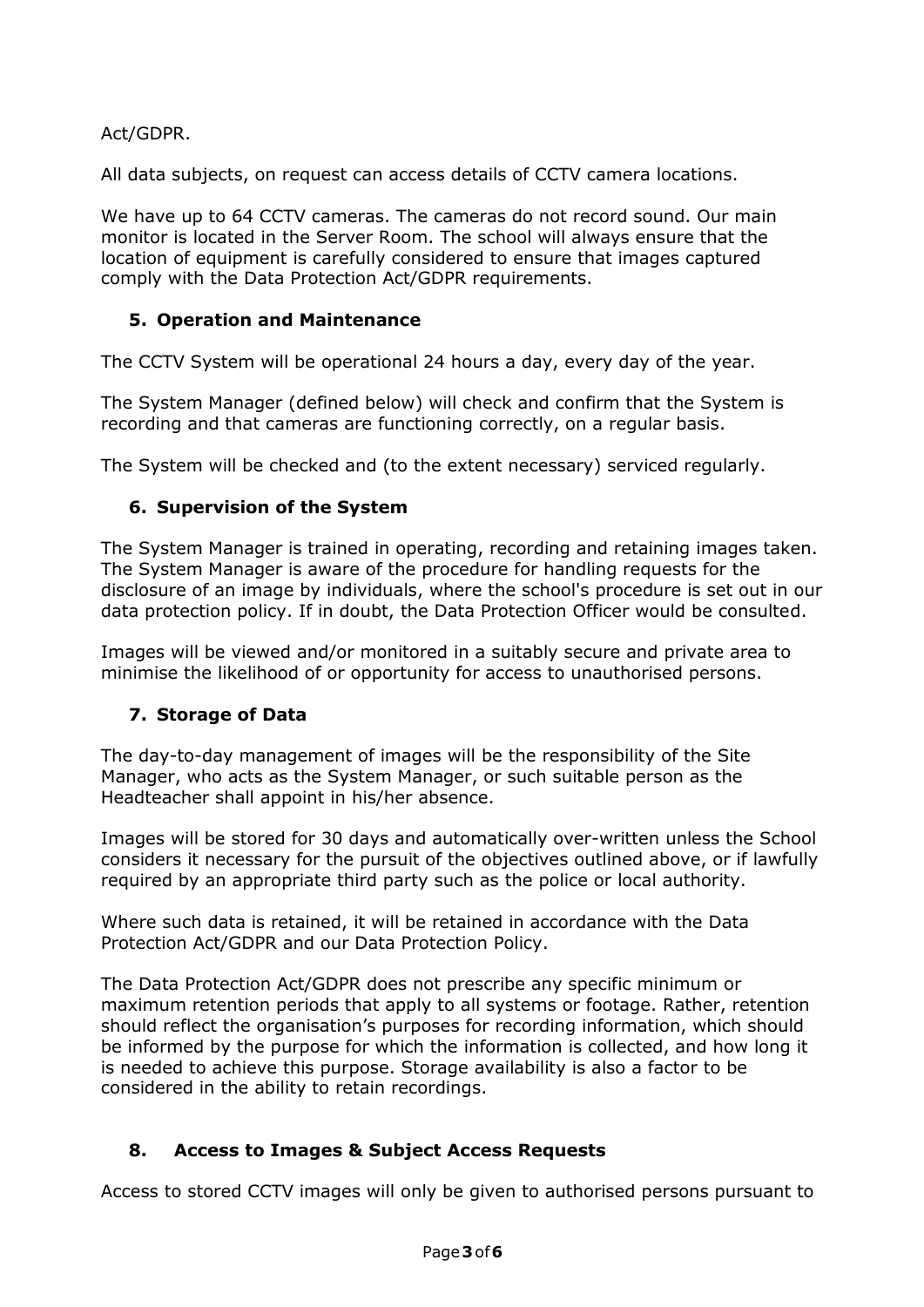Act/GDPR.

All data subjects, on request can access details of CCTV camera locations.

We have up to 64 CCTV cameras. The cameras do not record sound. Our main monitor is located in the Server Room. The school will always ensure that the location of equipment is carefully considered to ensure that images captured comply with the Data Protection Act/GDPR requirements.

## 5. Operation and Maintenance

The CCTV System will be operational 24 hours a day, every day of the year.

The System Manager (defined below) will check and confirm that the System is recording and that cameras are functioning correctly, on a regular basis.

The System will be checked and (to the extent necessary) serviced regularly.

## 6. Supervision of the System

The System Manager is trained in operating, recording and retaining images taken. The System Manager is aware of the procedure for handling requests for the disclosure of an image by individuals, where the school's procedure is set out in our data protection policy. If in doubt, the Data Protection Officer would be consulted.

Images will be viewed and/or monitored in a suitably secure and private area to minimise the likelihood of or opportunity for access to unauthorised persons.

## 7. Storage of Data

The day-to-day management of images will be the responsibility of the Site Manager, who acts as the System Manager, or such suitable person as the Headteacher shall appoint in his/her absence.

Images will be stored for 30 days and automatically over-written unless the School considers it necessary for the pursuit of the objectives outlined above, or if lawfully required by an appropriate third party such as the police or local authority.

Where such data is retained, it will be retained in accordance with the Data Protection Act/GDPR and our Data Protection Policy.

The Data Protection Act/GDPR does not prescribe any specific minimum or maximum retention periods that apply to all systems or footage. Rather, retention should reflect the organisation's purposes for recording information, which should be informed by the purpose for which the information is collected, and how long it is needed to achieve this purpose. Storage availability is also a factor to be considered in the ability to retain recordings.

## 8. Access to Images & Subject Access Requests

Access to stored CCTV images will only be given to authorised persons pursuant to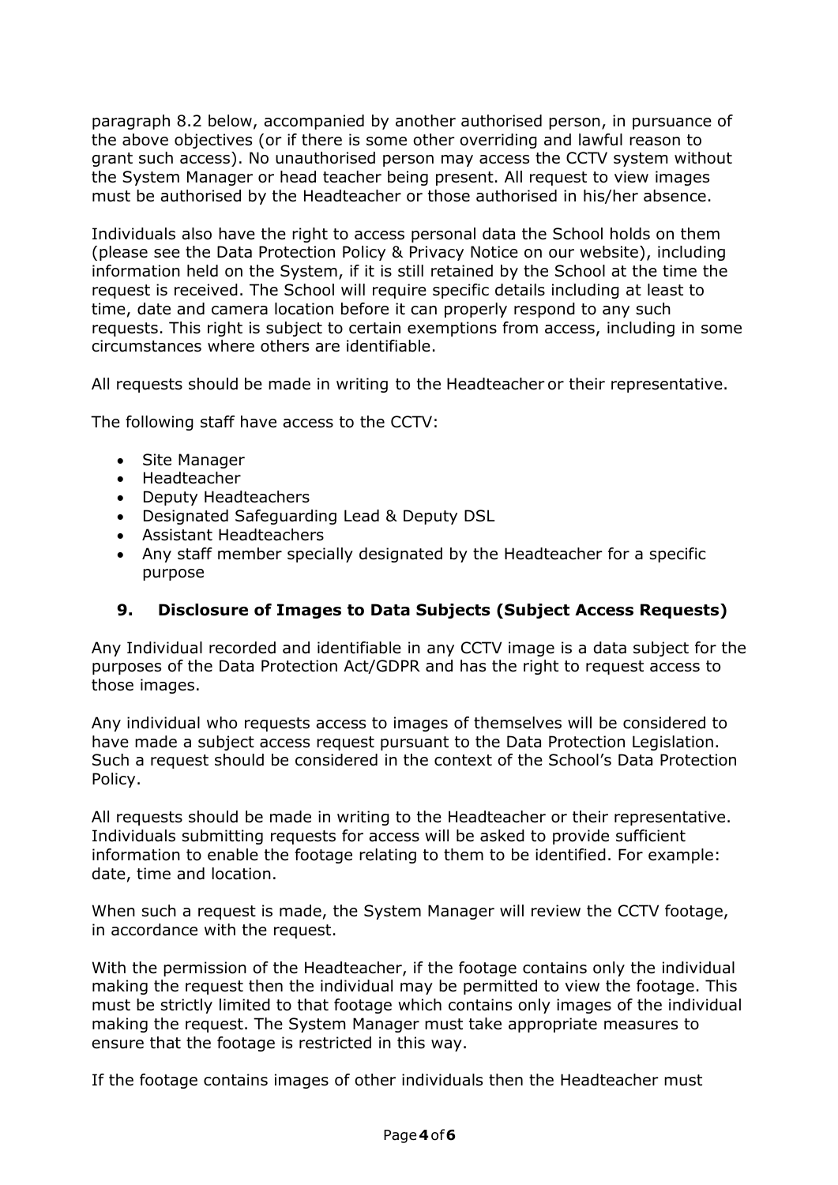paragraph 8.2 below, accompanied by another authorised person, in pursuance of the above objectives (or if there is some other overriding and lawful reason to grant such access). No unauthorised person may access the CCTV system without the System Manager or head teacher being present. All request to view images must be authorised by the Headteacher or those authorised in his/her absence.

Individuals also have the right to access personal data the School holds on them (please see the Data Protection Policy & Privacy Notice on our website), including information held on the System, if it is still retained by the School at the time the request is received. The School will require specific details including at least to time, date and camera location before it can properly respond to any such requests. This right is subject to certain exemptions from access, including in some circumstances where others are identifiable.

All requests should be made in writing to the Headteacher or their representative.

The following staff have access to the CCTV:

- Site Manager
- Headteacher
- Deputy Headteachers
- Designated Safeguarding Lead & Deputy DSL
- Assistant Headteachers
- Any staff member specially designated by the Headteacher for a specific purpose

## 9. Disclosure of Images to Data Subjects (Subject Access Requests)

Any Individual recorded and identifiable in any CCTV image is a data subject for the purposes of the Data Protection Act/GDPR and has the right to request access to those images.

Any individual who requests access to images of themselves will be considered to have made a subject access request pursuant to the Data Protection Legislation. Such a request should be considered in the context of the School's Data Protection Policy.

All requests should be made in writing to the Headteacher or their representative. Individuals submitting requests for access will be asked to provide sufficient information to enable the footage relating to them to be identified. For example: date, time and location.

When such a request is made, the System Manager will review the CCTV footage, in accordance with the request.

With the permission of the Headteacher, if the footage contains only the individual making the request then the individual may be permitted to view the footage. This must be strictly limited to that footage which contains only images of the individual making the request. The System Manager must take appropriate measures to ensure that the footage is restricted in this way.

If the footage contains images of other individuals then the Headteacher must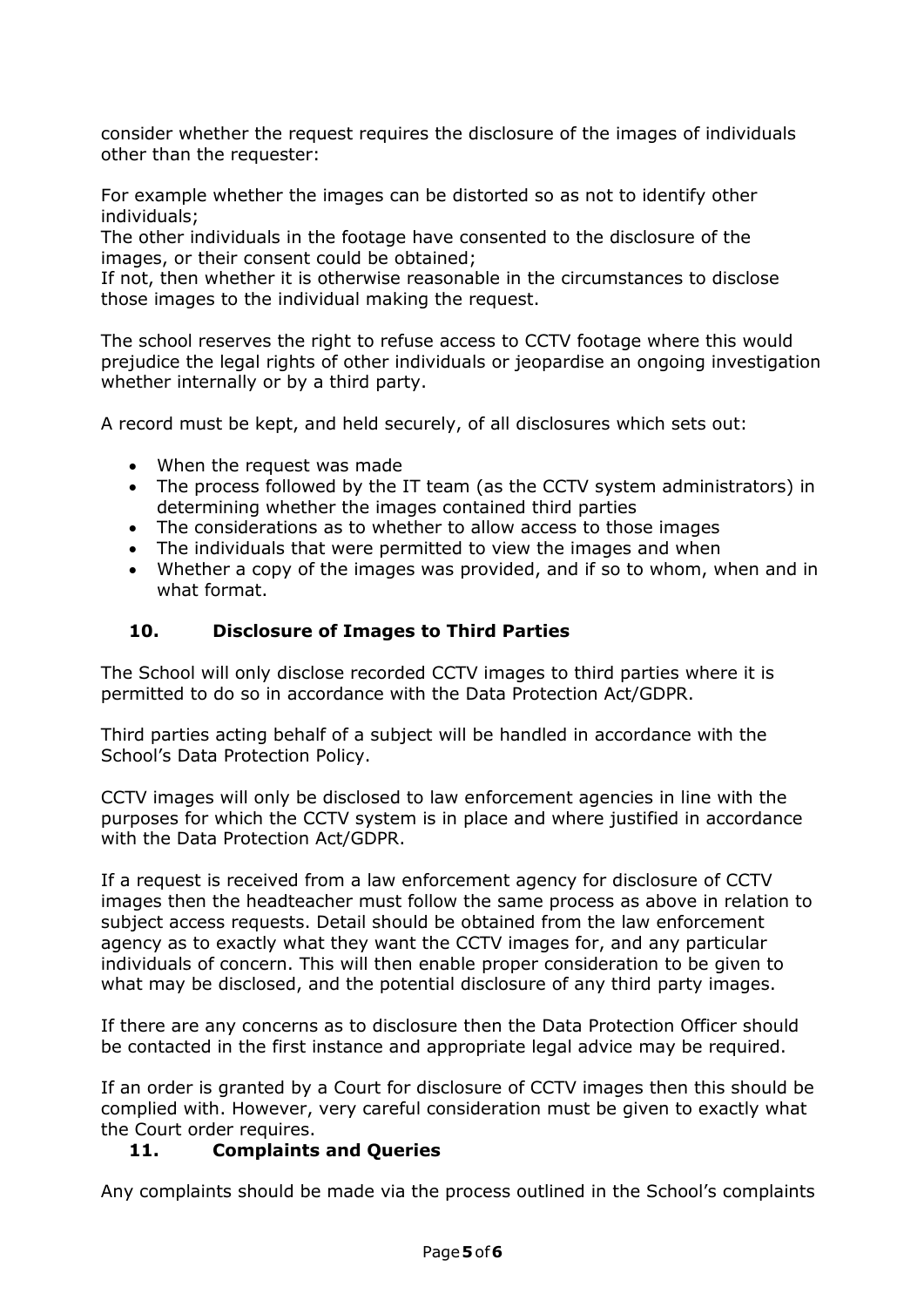consider whether the request requires the disclosure of the images of individuals other than the requester:

For example whether the images can be distorted so as not to identify other individuals;
The other individuals in the footage have consented to the disclosure of the images, or their consent could be obtained;
If not, then whether it is otherwise reasonable in the circumstances to disclose those images to the individual making the request.

The school reserves the right to refuse access to CCTV footage where this would prejudice the legal rights of other individuals or jeopardise an ongoing investigation whether internally or by a third party.

A record must be kept, and held securely, of all disclosures which sets out:

- When the request was made
- The process followed by the IT team (as the CCTV system administrators) in determining whether the images contained third parties
- The considerations as to whether to allow access to those images
- The individuals that were permitted to view the images and when
- Whether a copy of the images was provided, and if so to whom, when and in what format.

## 10. Disclosure of Images to Third Parties

The School will only disclose recorded CCTV images to third parties where it is permitted to do so in accordance with the Data Protection Act/GDPR.

Third parties acting behalf of a subject will be handled in accordance with the School's Data Protection Policy.

CCTV images will only be disclosed to law enforcement agencies in line with the purposes for which the CCTV system is in place and where justified in accordance with the Data Protection Act/GDPR.

If a request is received from a law enforcement agency for disclosure of CCTV images then the headteacher must follow the same process as above in relation to subject access requests. Detail should be obtained from the law enforcement agency as to exactly what they want the CCTV images for, and any particular individuals of concern. This will then enable proper consideration to be given to what may be disclosed, and the potential disclosure of any third party images.

If there are any concerns as to disclosure then the Data Protection Officer should be contacted in the first instance and appropriate legal advice may be required.

If an order is granted by a Court for disclosure of CCTV images then this should be complied with. However, very careful consideration must be given to exactly what the Court order requires.

## 11. Complaints and Queries

Any complaints should be made via the process outlined in the School's complaints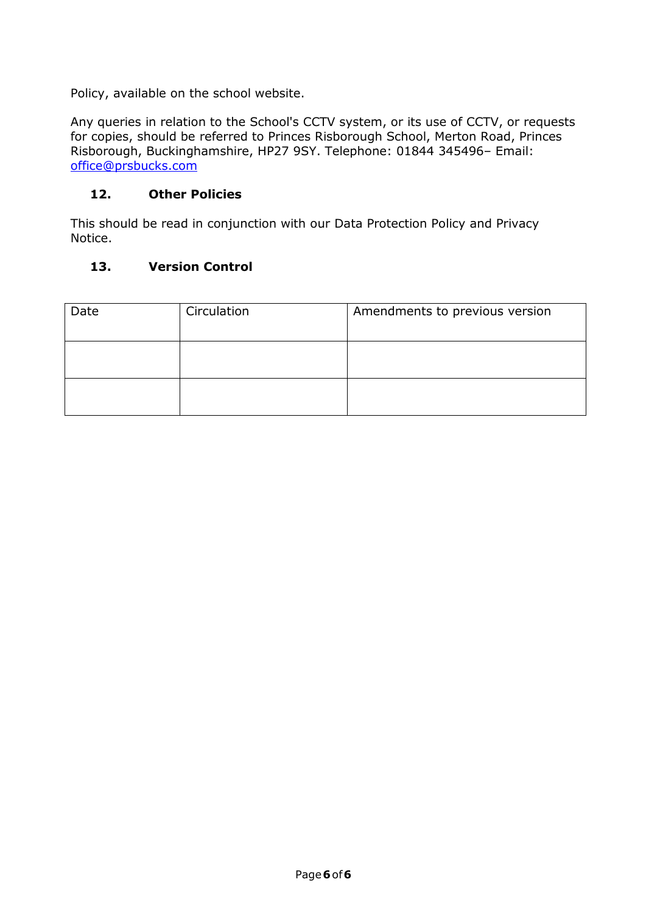Policy, available on the school website.

Any queries in relation to the School's CCTV system, or its use of CCTV, or requests for copies, should be referred to Princes Risborough School, Merton Road, Princes Risborough, Buckinghamshire, HP27 9SY. Telephone: 01844 345496– Email: office@prsbucks.com

## 12. Other Policies

This should be read in conjunction with our Data Protection Policy and Privacy Notice.

## 13. Version Control

| Date | Circulation | Amendments to previous version |
|---|---|---|
| | | |
| | | |